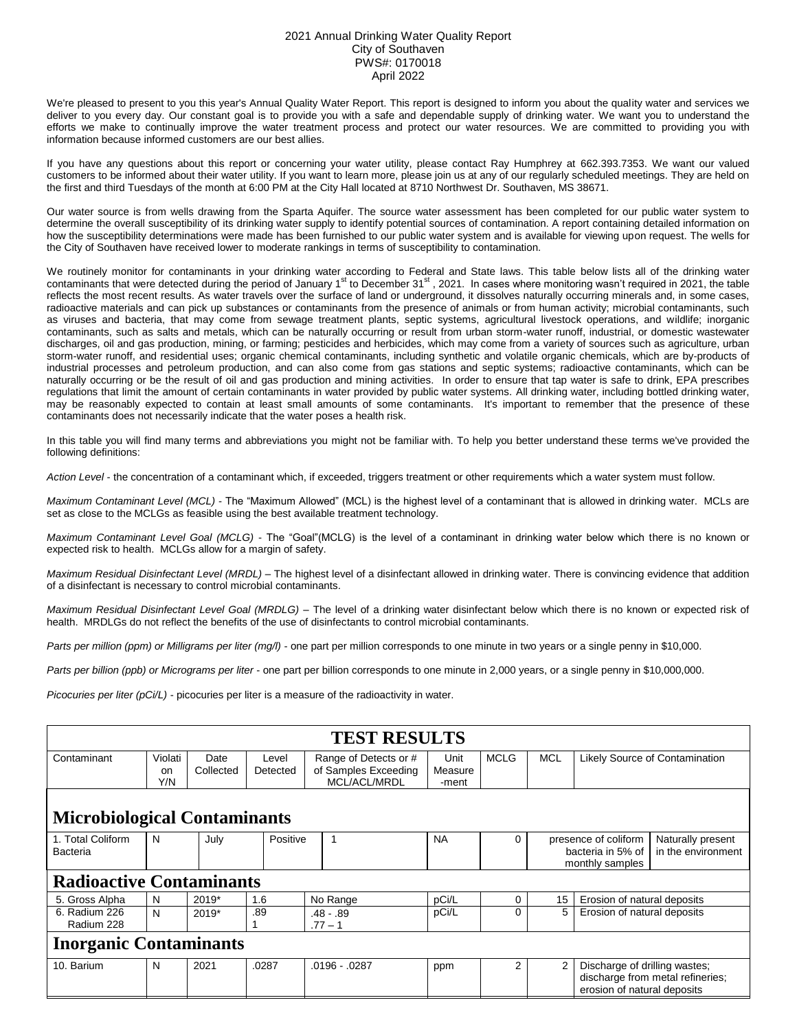2021 Annual Drinking Water Quality Report
City of Southaven
PWS#: 0170018
April 2022

We're pleased to present to you this year's Annual Quality Water Report. This report is designed to inform you about the quality water and services we deliver to you every day. Our constant goal is to provide you with a safe and dependable supply of drinking water. We want you to understand the efforts we make to continually improve the water treatment process and protect our water resources. We are committed to providing you with information because informed customers are our best allies.

If you have any questions about this report or concerning your water utility, please contact Ray Humphrey at 662.393.7353. We want our valued customers to be informed about their water utility. If you want to learn more, please join us at any of our regularly scheduled meetings. They are held on the first and third Tuesdays of the month at 6:00 PM at the City Hall located at 8710 Northwest Dr. Southaven, MS 38671.

Our water source is from wells drawing from the Sparta Aquifer. The source water assessment has been completed for our public water system to determine the overall susceptibility of its drinking water supply to identify potential sources of contamination. A report containing detailed information on how the susceptibility determinations were made has been furnished to our public water system and is available for viewing upon request. The wells for the City of Southaven have received lower to moderate rankings in terms of susceptibility to contamination.

We routinely monitor for contaminants in your drinking water according to Federal and State laws. This table below lists all of the drinking water contaminants that were detected during the period of January 1st to December 31st, 2021. In cases where monitoring wasn't required in 2021, the table reflects the most recent results. As water travels over the surface of land or underground, it dissolves naturally occurring minerals and, in some cases, radioactive materials and can pick up substances or contaminants from the presence of animals or from human activity; microbial contaminants, such as viruses and bacteria, that may come from sewage treatment plants, septic systems, agricultural livestock operations, and wildlife; inorganic contaminants, such as salts and metals, which can be naturally occurring or result from urban storm-water runoff, industrial, or domestic wastewater discharges, oil and gas production, mining, or farming; pesticides and herbicides, which may come from a variety of sources such as agriculture, urban storm-water runoff, and residential uses; organic chemical contaminants, including synthetic and volatile organic chemicals, which are by-products of industrial processes and petroleum production, and can also come from gas stations and septic systems; radioactive contaminants, which can be naturally occurring or be the result of oil and gas production and mining activities. In order to ensure that tap water is safe to drink, EPA prescribes regulations that limit the amount of certain contaminants in water provided by public water systems. All drinking water, including bottled drinking water, may be reasonably expected to contain at least small amounts of some contaminants. It's important to remember that the presence of these contaminants does not necessarily indicate that the water poses a health risk.

In this table you will find many terms and abbreviations you might not be familiar with. To help you better understand these terms we've provided the following definitions:

*Action Level* - the concentration of a contaminant which, if exceeded, triggers treatment or other requirements which a water system must follow.

*Maximum Contaminant Level (MCL)* - The "Maximum Allowed" (MCL) is the highest level of a contaminant that is allowed in drinking water. MCLs are set as close to the MCLGs as feasible using the best available treatment technology.

*Maximum Contaminant Level Goal (MCLG)* - The "Goal"(MCLG) is the level of a contaminant in drinking water below which there is no known or expected risk to health. MCLGs allow for a margin of safety.

*Maximum Residual Disinfectant Level (MRDL)* – The highest level of a disinfectant allowed in drinking water. There is convincing evidence that addition of a disinfectant is necessary to control microbial contaminants.

*Maximum Residual Disinfectant Level Goal (MRDLG)* – The level of a drinking water disinfectant below which there is no known or expected risk of health. MRDLGs do not reflect the benefits of the use of disinfectants to control microbial contaminants.

*Parts per million (ppm) or Milligrams per liter (mg/l)* - one part per million corresponds to one minute in two years or a single penny in $10,000.

*Parts per billion (ppb) or Micrograms per liter* - one part per billion corresponds to one minute in 2,000 years, or a single penny in $10,000,000.

*Picocuries per liter (pCi/L)* - picocuries per liter is a measure of the radioactivity in water.

## TEST RESULTS

| Contaminant | Violation Y/N | Date Collected | Level Detected | Range of Detects or # of Samples Exceeding MCL/ACL/MRDL | Unit Measurement | MCLG | MCL | Likely Source of Contamination |
|---|---|---|---|---|---|---|---|---|
| **Microbiological Contaminants** | | | | | | | | |
| 1. Total Coliform Bacteria | N | July | Positive | 1 | NA | 0 | presence of coliform bacteria in 5% of monthly samples | Naturally present in the environment |
| **Radioactive Contaminants** | | | | | | | | |
| 5. Gross Alpha | N | 2019* | 1.6 | No Range | pCi/L | 0 | 15 | Erosion of natural deposits |
| 6. Radium 226<br>Radium 228 | N | 2019* | .89<br>1 | .48 - .89<br>.77 – 1 | pCi/L | 0 | 5 | Erosion of natural deposits |
| **Inorganic Contaminants** | | | | | | | | |
| 10. Barium | N | 2021 | .0287 | .0196 - .0287 | ppm | 2 | 2 | Discharge of drilling wastes; discharge from metal refineries; erosion of natural deposits |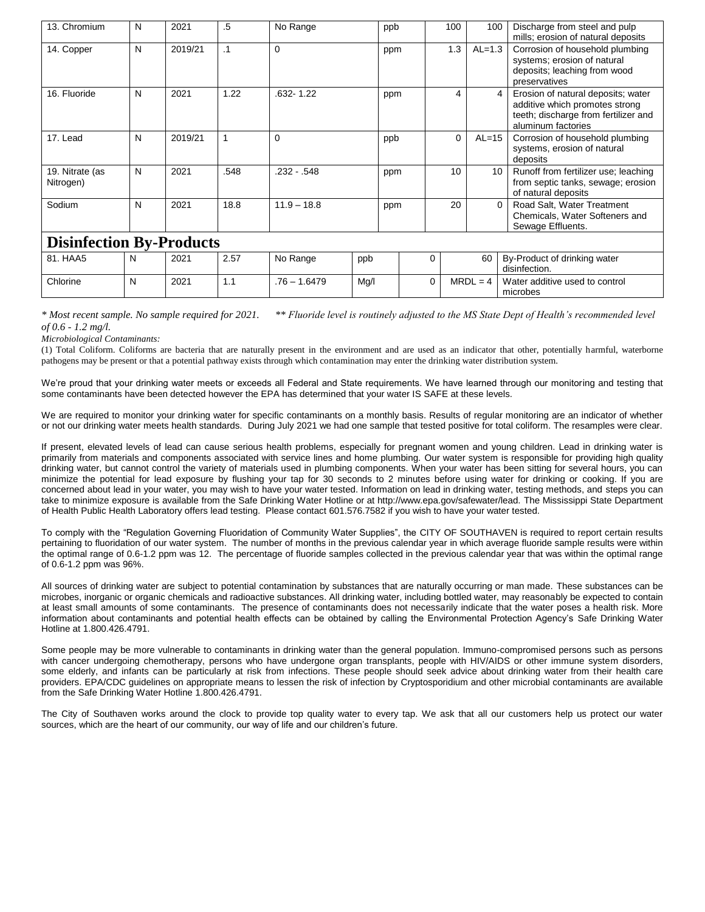| | | | | | | | | |
|---|---|---|---|---|---|---|---|---|
| 13. Chromium | N | 2021 | .5 | No Range | ppb | 100 | 100 | Discharge from steel and pulp mills; erosion of natural deposits |
| 14. Copper | N | 2019/21 | .1 | 0 | ppm | 1.3 | AL=1.3 | Corrosion of household plumbing systems; erosion of natural deposits; leaching from wood preservatives |
| 16. Fluoride | N | 2021 | 1.22 | .632- 1.22 | ppm | 4 | 4 | Erosion of natural deposits; water additive which promotes strong teeth; discharge from fertilizer and aluminum factories |
| 17. Lead | N | 2019/21 | 1 | 0 | ppb | 0 | AL=15 | Corrosion of household plumbing systems, erosion of natural deposits |
| 19. Nitrate (as Nitrogen) | N | 2021 | .548 | .232 - .548 | ppm | 10 | 10 | Runoff from fertilizer use; leaching from septic tanks, sewage; erosion of natural deposits |
| Sodium | N | 2021 | 18.8 | 11.9 – 18.8 | ppm | 20 | 0 | Road Salt, Water Treatment Chemicals, Water Softeners and Sewage Effluents. |
| **Disinfection By-Products** | | | | | | | | |
| 81. HAA5 | N | 2021 | 2.57 | No Range | ppb | 0 | 60 | By-Product of drinking water disinfection. |
| Chlorine | N | 2021 | 1.1 | .76 – 1.6479 | Mg/l | 0 | MRDL = 4 | Water additive used to control microbes |

*\* Most recent sample. No sample required for 2021.   \*\* Fluoride level is routinely adjusted to the MS State Dept of Health's recommended level of 0.6 - 1.2 mg/l.*

*Microbiological Contaminants:*

(1) Total Coliform. Coliforms are bacteria that are naturally present in the environment and are used as an indicator that other, potentially harmful, waterborne pathogens may be present or that a potential pathway exists through which contamination may enter the drinking water distribution system.

We're proud that your drinking water meets or exceeds all Federal and State requirements. We have learned through our monitoring and testing that some contaminants have been detected however the EPA has determined that your water IS SAFE at these levels.

We are required to monitor your drinking water for specific contaminants on a monthly basis. Results of regular monitoring are an indicator of whether or not our drinking water meets health standards. During July 2021 we had one sample that tested positive for total coliform. The resamples were clear.

If present, elevated levels of lead can cause serious health problems, especially for pregnant women and young children. Lead in drinking water is primarily from materials and components associated with service lines and home plumbing. Our water system is responsible for providing high quality drinking water, but cannot control the variety of materials used in plumbing components. When your water has been sitting for several hours, you can minimize the potential for lead exposure by flushing your tap for 30 seconds to 2 minutes before using water for drinking or cooking. If you are concerned about lead in your water, you may wish to have your water tested. Information on lead in drinking water, testing methods, and steps you can take to minimize exposure is available from the Safe Drinking Water Hotline or at http://www.epa.gov/safewater/lead. The Mississippi State Department of Health Public Health Laboratory offers lead testing. Please contact 601.576.7582 if you wish to have your water tested.

To comply with the "Regulation Governing Fluoridation of Community Water Supplies", the CITY OF SOUTHAVEN is required to report certain results pertaining to fluoridation of our water system. The number of months in the previous calendar year in which average fluoride sample results were within the optimal range of 0.6-1.2 ppm was 12. The percentage of fluoride samples collected in the previous calendar year that was within the optimal range of 0.6-1.2 ppm was 96%.

All sources of drinking water are subject to potential contamination by substances that are naturally occurring or man made. These substances can be microbes, inorganic or organic chemicals and radioactive substances. All drinking water, including bottled water, may reasonably be expected to contain at least small amounts of some contaminants. The presence of contaminants does not necessarily indicate that the water poses a health risk. More information about contaminants and potential health effects can be obtained by calling the Environmental Protection Agency's Safe Drinking Water Hotline at 1.800.426.4791.

Some people may be more vulnerable to contaminants in drinking water than the general population. Immuno-compromised persons such as persons with cancer undergoing chemotherapy, persons who have undergone organ transplants, people with HIV/AIDS or other immune system disorders, some elderly, and infants can be particularly at risk from infections. These people should seek advice about drinking water from their health care providers. EPA/CDC guidelines on appropriate means to lessen the risk of infection by Cryptosporidium and other microbial contaminants are available from the Safe Drinking Water Hotline 1.800.426.4791.

The City of Southaven works around the clock to provide top quality water to every tap. We ask that all our customers help us protect our water sources, which are the heart of our community, our way of life and our children's future.